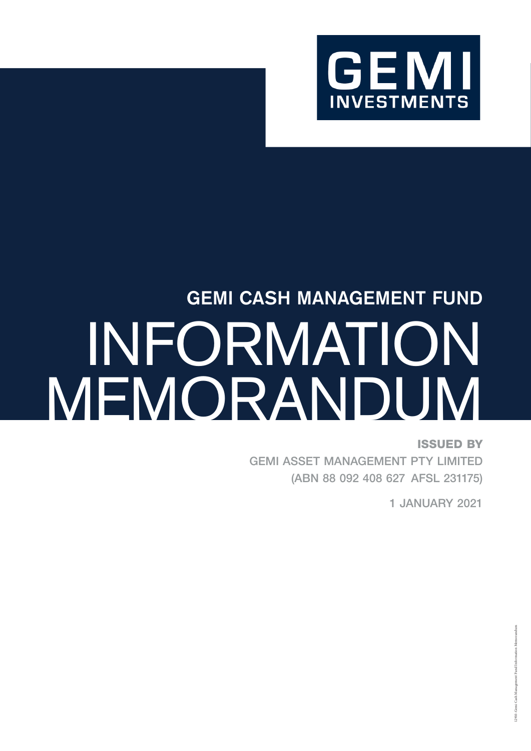GEMI INVESTMENTS

## GEMI CASH MANAGEMENT FUND

# INFORMATION MEMORANDUM

**ISSUED BY**

GEMI ASSET MANAGEMENT PTY LIMITED
(ABN 88 092 408 627 AFSL 231175)

1 JANUARY 2021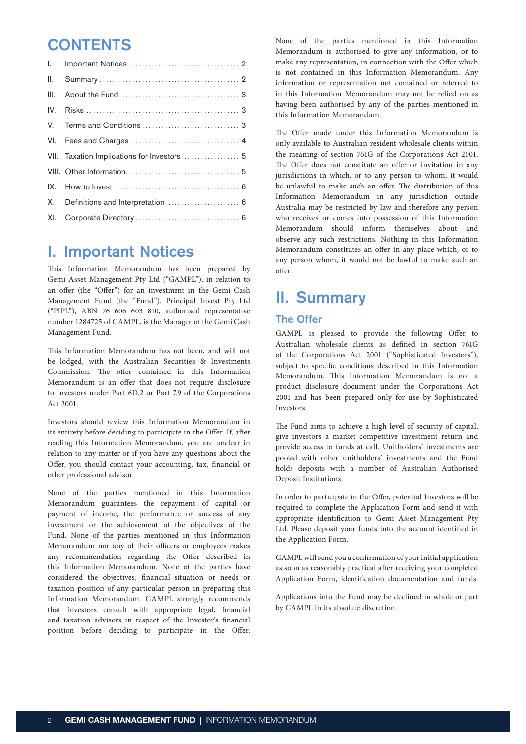# CONTENTS

| | | |
|---|---|---|
| I. | Important Notices | 2 |
| II. | Summary | 2 |
| III. | About the Fund | 3 |
| IV. | Risks | 3 |
| V. | Terms and Conditions | 3 |
| VI. | Fees and Charges | 4 |
| VII. | Taxation Implications for Investors | 5 |
| VIII. | Other Information | 5 |
| IX. | How to Invest | 6 |
| X. | Definitions and Interpretation | 6 |
| XI. | Corporate Directory | 6 |

# I. Important Notices

This Information Memorandum has been prepared by Gemi Asset Management Pty Ltd ("GAMPL"), in relation to an offer (the "Offer") for an investment in the Gemi Cash Management Fund (the "Fund"). Principal Invest Pty Ltd ("PIPL"), ABN 76 606 603 810, authorised representative number 1284725 of GAMPL, is the Manager of the Gemi Cash Management Fund.

This Information Memorandum has not been, and will not be lodged, with the Australian Securities & Investments Commission. The offer contained in this Information Memorandum is an offer that does not require disclosure to Investors under Part 6D.2 or Part 7.9 of the Corporations Act 2001.

Investors should review this Information Memorandum in its entirety before deciding to participate in the Offer. If, after reading this Information Memorandum, you are unclear in relation to any matter or if you have any questions about the Offer, you should contact your accounting, tax, financial or other professional advisor.

None of the parties mentioned in this Information Memorandum guarantees the repayment of capital or payment of income, the performance or success of any investment or the achievement of the objectives of the Fund. None of the parties mentioned in this Information Memorandum nor any of their officers or employees makes any recommendation regarding the Offer described in this Information Memorandum. None of the parties have considered the objectives, financial situation or needs or taxation position of any particular person in preparing this Information Memorandum. GAMPL strongly recommends that Investors consult with appropriate legal, financial and taxation advisors in respect of the Investor's financial position before deciding to participate in the Offer.

None of the parties mentioned in this Information Memorandum is authorised to give any information, or to make any representation, in connection with the Offer which is not contained in this Information Memorandum. Any information or representation not contained or referred to in this Information Memorandum may not be relied on as having been authorised by any of the parties mentioned in this Information Memorandum.

The Offer made under this Information Memorandum is only available to Australian resident wholesale clients within the meaning of section 761G of the Corporations Act 2001. The Offer does not constitute an offer or invitation in any jurisdictions in which, or to any person to whom, it would be unlawful to make such an offer. The distribution of this Information Memorandum in any jurisdiction outside Australia may be restricted by law and therefore any person who receives or comes into possession of this Information Memorandum should inform themselves about and observe any such restrictions. Nothing in this Information Memorandum constitutes an offer in any place which, or to any person whom, it would not be lawful to make such an offer.

# II. Summary

## The Offer

GAMPL is pleased to provide the following Offer to Australian wholesale clients as defined in section 761G of the Corporations Act 2001 ("Sophisticated Investors"), subject to specific conditions described in this Information Memorandum. This Information Memorandum is not a product disclosure document under the Corporations Act 2001 and has been prepared only for use by Sophisticated Investors.

The Fund aims to achieve a high level of security of capital, give investors a market competitive investment return and provide access to funds at call. Unitholders' investments are pooled with other unitholders' investments and the Fund holds deposits with a number of Australian Authorised Deposit Institutions.

In order to participate in the Offer, potential Investors will be required to complete the Application Form and send it with appropriate identification to Gemi Asset Management Pty Ltd. Please deposit your funds into the account identified in the Application Form.

GAMPL will send you a confirmation of your initial application as soon as reasonably practical after receiving your completed Application Form, identification documentation and funds.

Applications into the Fund may be declined in whole or part by GAMPL in its absolute discretion.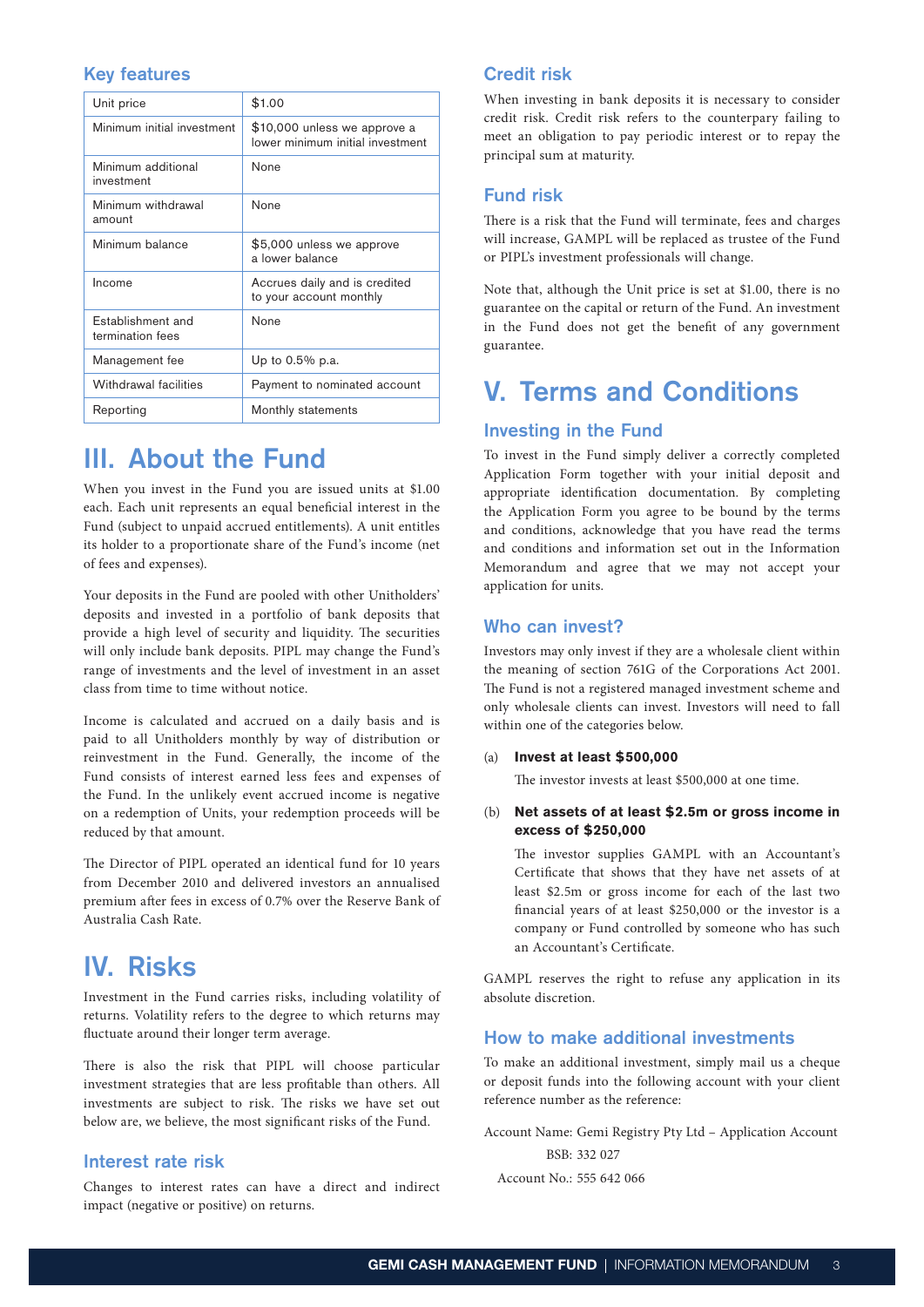## Key features

| | |
|---|---|
| Unit price | $1.00 |
| Minimum initial investment | $10,000 unless we approve a lower minimum initial investment |
| Minimum additional investment | None |
| Minimum withdrawal amount | None |
| Minimum balance | $5,000 unless we approve a lower balance |
| Income | Accrues daily and is credited to your account monthly |
| Establishment and termination fees | None |
| Management fee | Up to 0.5% p.a. |
| Withdrawal facilities | Payment to nominated account |
| Reporting | Monthly statements |

# III. About the Fund

When you invest in the Fund you are issued units at $1.00 each. Each unit represents an equal beneficial interest in the Fund (subject to unpaid accrued entitlements). A unit entitles its holder to a proportionate share of the Fund's income (net of fees and expenses).

Your deposits in the Fund are pooled with other Unitholders' deposits and invested in a portfolio of bank deposits that provide a high level of security and liquidity. The securities will only include bank deposits. PIPL may change the Fund's range of investments and the level of investment in an asset class from time to time without notice.

Income is calculated and accrued on a daily basis and is paid to all Unitholders monthly by way of distribution or reinvestment in the Fund. Generally, the income of the Fund consists of interest earned less fees and expenses of the Fund. In the unlikely event accrued income is negative on a redemption of Units, your redemption proceeds will be reduced by that amount.

The Director of PIPL operated an identical fund for 10 years from December 2010 and delivered investors an annualised premium after fees in excess of 0.7% over the Reserve Bank of Australia Cash Rate.

# IV. Risks

Investment in the Fund carries risks, including volatility of returns. Volatility refers to the degree to which returns may fluctuate around their longer term average.

There is also the risk that PIPL will choose particular investment strategies that are less profitable than others. All investments are subject to risk. The risks we have set out below are, we believe, the most significant risks of the Fund.

## Interest rate risk

Changes to interest rates can have a direct and indirect impact (negative or positive) on returns.

## Credit risk

When investing in bank deposits it is necessary to consider credit risk. Credit risk refers to the counterpary failing to meet an obligation to pay periodic interest or to repay the principal sum at maturity.

## Fund risk

There is a risk that the Fund will terminate, fees and charges will increase, GAMPL will be replaced as trustee of the Fund or PIPL's investment professionals will change.

Note that, although the Unit price is set at $1.00, there is no guarantee on the capital or return of the Fund. An investment in the Fund does not get the benefit of any government guarantee.

# V. Terms and Conditions

## Investing in the Fund

To invest in the Fund simply deliver a correctly completed Application Form together with your initial deposit and appropriate identification documentation. By completing the Application Form you agree to be bound by the terms and conditions, acknowledge that you have read the terms and conditions and information set out in the Information Memorandum and agree that we may not accept your application for units.

## Who can invest?

Investors may only invest if they are a wholesale client within the meaning of section 761G of the Corporations Act 2001. The Fund is not a registered managed investment scheme and only wholesale clients can invest. Investors will need to fall within one of the categories below.

(a) **Invest at least $500,000**

The investor invests at least $500,000 at one time.

(b) **Net assets of at least $2.5m or gross income in excess of $250,000**

The investor supplies GAMPL with an Accountant's Certificate that shows that they have net assets of at least $2.5m or gross income for each of the last two financial years of at least $250,000 or the investor is a company or Fund controlled by someone who has such an Accountant's Certificate.

GAMPL reserves the right to refuse any application in its absolute discretion.

## How to make additional investments

To make an additional investment, simply mail us a cheque or deposit funds into the following account with your client reference number as the reference:

Account Name: Gemi Registry Pty Ltd – Application Account
BSB: 332 027
Account No.: 555 642 066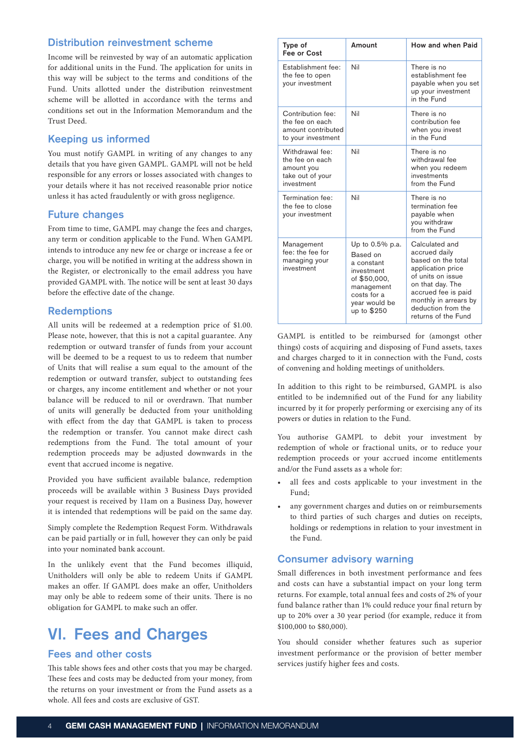## Distribution reinvestment scheme

Income will be reinvested by way of an automatic application for additional units in the Fund. The application for units in this way will be subject to the terms and conditions of the Fund. Units allotted under the distribution reinvestment scheme will be allotted in accordance with the terms and conditions set out in the Information Memorandum and the Trust Deed.

## Keeping us informed

You must notify GAMPL in writing of any changes to any details that you have given GAMPL. GAMPL will not be held responsible for any errors or losses associated with changes to your details where it has not received reasonable prior notice unless it has acted fraudulently or with gross negligence.

## Future changes

From time to time, GAMPL may change the fees and charges, any term or condition applicable to the Fund. When GAMPL intends to introduce any new fee or charge or increase a fee or charge, you will be notified in writing at the address shown in the Register, or electronically to the email address you have provided GAMPL with. The notice will be sent at least 30 days before the effective date of the change.

## Redemptions

All units will be redeemed at a redemption price of $1.00. Please note, however, that this is not a capital guarantee. Any redemption or outward transfer of funds from your account will be deemed to be a request to us to redeem that number of Units that will realise a sum equal to the amount of the redemption or outward transfer, subject to outstanding fees or charges, any income entitlement and whether or not your balance will be reduced to nil or overdrawn. That number of units will generally be deducted from your unitholding with effect from the day that GAMPL is taken to process the redemption or transfer. You cannot make direct cash redemptions from the Fund. The total amount of your redemption proceeds may be adjusted downwards in the event that accrued income is negative.

Provided you have sufficient available balance, redemption proceeds will be available within 3 Business Days provided your request is received by 11am on a Business Day, however it is intended that redemptions will be paid on the same day.

Simply complete the Redemption Request Form. Withdrawals can be paid partially or in full, however they can only be paid into your nominated bank account.

In the unlikely event that the Fund becomes illiquid, Unitholders will only be able to redeem Units if GAMPL makes an offer. If GAMPL does make an offer, Unitholders may only be able to redeem some of their units. There is no obligation for GAMPL to make such an offer.

# VI. Fees and Charges

## Fees and other costs

This table shows fees and other costs that you may be charged. These fees and costs may be deducted from your money, from the returns on your investment or from the Fund assets as a whole. All fees and costs are exclusive of GST.

| Type of Fee or Cost | Amount | How and when Paid |
|---|---|---|
| Establishment fee: the fee to open your investment | Nil | There is no establishment fee payable when you set up your investment in the Fund |
| Contribution fee: the fee on each amount contributed to your investment | Nil | There is no contribution fee when you invest in the Fund |
| Withdrawal fee: the fee on each amount you take out of your investment | Nil | There is no withdrawal fee when you redeem investments from the Fund |
| Termination fee: the fee to close your investment | Nil | There is no termination fee payable when you withdraw from the Fund |
| Management fee: the fee for managing your investment | Up to 0.5% p.a. Based on a constant investment of $50,000, management costs for a year would be up to $250 | Calculated and accrued daily based on the total application price of units on issue on that day. The accrued fee is paid monthly in arrears by deduction from the returns of the Fund |

GAMPL is entitled to be reimbursed for (amongst other things) costs of acquiring and disposing of Fund assets, taxes and charges charged to it in connection with the Fund, costs of convening and holding meetings of unitholders.

In addition to this right to be reimbursed, GAMPL is also entitled to be indemnified out of the Fund for any liability incurred by it for properly performing or exercising any of its powers or duties in relation to the Fund.

You authorise GAMPL to debit your investment by redemption of whole or fractional units, or to reduce your redemption proceeds or your accrued income entitlements and/or the Fund assets as a whole for:

- all fees and costs applicable to your investment in the Fund;
- any government charges and duties on or reimbursements to third parties of such charges and duties on receipts, holdings or redemptions in relation to your investment in the Fund.

## Consumer advisory warning

Small differences in both investment performance and fees and costs can have a substantial impact on your long term returns. For example, total annual fees and costs of 2% of your fund balance rather than 1% could reduce your final return by up to 20% over a 30 year period (for example, reduce it from $100,000 to $80,000).

You should consider whether features such as superior investment performance or the provision of better member services justify higher fees and costs.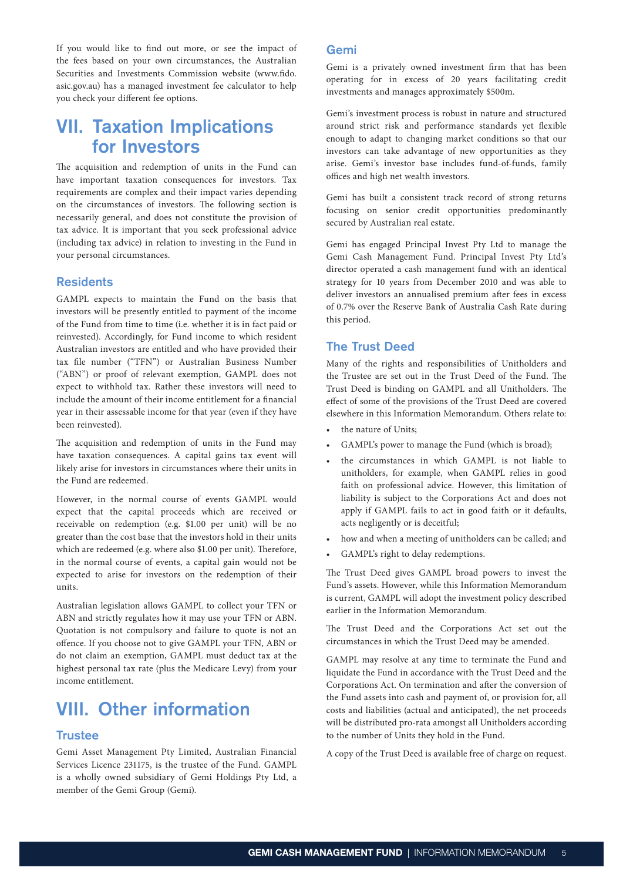If you would like to find out more, or see the impact of the fees based on your own circumstances, the Australian Securities and Investments Commission website (www.fido.asic.gov.au) has a managed investment fee calculator to help you check your different fee options.

# VII. Taxation Implications for Investors

The acquisition and redemption of units in the Fund can have important taxation consequences for investors. Tax requirements are complex and their impact varies depending on the circumstances of investors. The following section is necessarily general, and does not constitute the provision of tax advice. It is important that you seek professional advice (including tax advice) in relation to investing in the Fund in your personal circumstances.

## Residents

GAMPL expects to maintain the Fund on the basis that investors will be presently entitled to payment of the income of the Fund from time to time (i.e. whether it is in fact paid or reinvested). Accordingly, for Fund income to which resident Australian investors are entitled and who have provided their tax file number ("TFN") or Australian Business Number ("ABN") or proof of relevant exemption, GAMPL does not expect to withhold tax. Rather these investors will need to include the amount of their income entitlement for a financial year in their assessable income for that year (even if they have been reinvested).

The acquisition and redemption of units in the Fund may have taxation consequences. A capital gains tax event will likely arise for investors in circumstances where their units in the Fund are redeemed.

However, in the normal course of events GAMPL would expect that the capital proceeds which are received or receivable on redemption (e.g. $1.00 per unit) will be no greater than the cost base that the investors hold in their units which are redeemed (e.g. where also $1.00 per unit). Therefore, in the normal course of events, a capital gain would not be expected to arise for investors on the redemption of their units.

Australian legislation allows GAMPL to collect your TFN or ABN and strictly regulates how it may use your TFN or ABN. Quotation is not compulsory and failure to quote is not an offence. If you choose not to give GAMPL your TFN, ABN or do not claim an exemption, GAMPL must deduct tax at the highest personal tax rate (plus the Medicare Levy) from your income entitlement.

# VIII. Other information

## Trustee

Gemi Asset Management Pty Limited, Australian Financial Services Licence 231175, is the trustee of the Fund. GAMPL is a wholly owned subsidiary of Gemi Holdings Pty Ltd, a member of the Gemi Group (Gemi).

## Gemi

Gemi is a privately owned investment firm that has been operating for in excess of 20 years facilitating credit investments and manages approximately $500m.

Gemi's investment process is robust in nature and structured around strict risk and performance standards yet flexible enough to adapt to changing market conditions so that our investors can take advantage of new opportunities as they arise. Gemi's investor base includes fund-of-funds, family offices and high net wealth investors.

Gemi has built a consistent track record of strong returns focusing on senior credit opportunities predominantly secured by Australian real estate.

Gemi has engaged Principal Invest Pty Ltd to manage the Gemi Cash Management Fund. Principal Invest Pty Ltd's director operated a cash management fund with an identical strategy for 10 years from December 2010 and was able to deliver investors an annualised premium after fees in excess of 0.7% over the Reserve Bank of Australia Cash Rate during this period.

## The Trust Deed

Many of the rights and responsibilities of Unitholders and the Trustee are set out in the Trust Deed of the Fund. The Trust Deed is binding on GAMPL and all Unitholders. The effect of some of the provisions of the Trust Deed are covered elsewhere in this Information Memorandum. Others relate to:

- the nature of Units;
- GAMPL's power to manage the Fund (which is broad);
- the circumstances in which GAMPL is not liable to unitholders, for example, when GAMPL relies in good faith on professional advice. However, this limitation of liability is subject to the Corporations Act and does not apply if GAMPL fails to act in good faith or it defaults, acts negligently or is deceitful;
- how and when a meeting of unitholders can be called; and
- GAMPL's right to delay redemptions.

The Trust Deed gives GAMPL broad powers to invest the Fund's assets. However, while this Information Memorandum is current, GAMPL will adopt the investment policy described earlier in the Information Memorandum.

The Trust Deed and the Corporations Act set out the circumstances in which the Trust Deed may be amended.

GAMPL may resolve at any time to terminate the Fund and liquidate the Fund in accordance with the Trust Deed and the Corporations Act. On termination and after the conversion of the Fund assets into cash and payment of, or provision for, all costs and liabilities (actual and anticipated), the net proceeds will be distributed pro-rata amongst all Unitholders according to the number of Units they hold in the Fund.

A copy of the Trust Deed is available free of charge on request.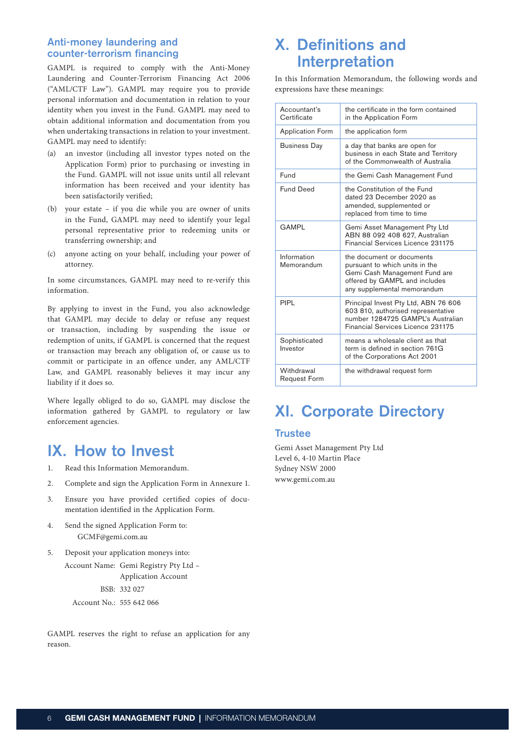## Anti-money laundering and counter-terrorism financing

GAMPL is required to comply with the Anti-Money Laundering and Counter-Terrorism Financing Act 2006 ("AML/CTF Law"). GAMPL may require you to provide personal information and documentation in relation to your identity when you invest in the Fund. GAMPL may need to obtain additional information and documentation from you when undertaking transactions in relation to your investment. GAMPL may need to identify:

(a) an investor (including all investor types noted on the Application Form) prior to purchasing or investing in the Fund. GAMPL will not issue units until all relevant information has been received and your identity has been satisfactorily verified;

(b) your estate – if you die while you are owner of units in the Fund, GAMPL may need to identify your legal personal representative prior to redeeming units or transferring ownership; and

(c) anyone acting on your behalf, including your power of attorney.

In some circumstances, GAMPL may need to re-verify this information.

By applying to invest in the Fund, you also acknowledge that GAMPL may decide to delay or refuse any request or transaction, including by suspending the issue or redemption of units, if GAMPL is concerned that the request or transaction may breach any obligation of, or cause us to commit or participate in an offence under, any AML/CTF Law, and GAMPL reasonably believes it may incur any liability if it does so.

Where legally obliged to do so, GAMPL may disclose the information gathered by GAMPL to regulatory or law enforcement agencies.

# IX. How to Invest

1. Read this Information Memorandum.
2. Complete and sign the Application Form in Annexure 1.
3. Ensure you have provided certified copies of documentation identified in the Application Form.
4. Send the signed Application Form to:
   GCMF@gemi.com.au
5. Deposit your application moneys into:
   Account Name: Gemi Registry Pty Ltd – Application Account
   BSB: 332 027
   Account No.: 555 642 066

GAMPL reserves the right to refuse an application for any reason.

# X. Definitions and Interpretation

In this Information Memorandum, the following words and expressions have these meanings:

| | |
|---|---|
| Accountant's Certificate | the certificate in the form contained in the Application Form |
| Application Form | the application form |
| Business Day | a day that banks are open for business in each State and Territory of the Commonwealth of Australia |
| Fund | the Gemi Cash Management Fund |
| Fund Deed | the Constitution of the Fund dated 23 December 2020 as amended, supplemented or replaced from time to time |
| GAMPL | Gemi Asset Management Pty Ltd ABN 88 092 408 627, Australian Financial Services Licence 231175 |
| Information Memorandum | the document or documents pursuant to which units in the Gemi Cash Management Fund are offered by GAMPL and includes any supplemental memorandum |
| PIPL | Principal Invest Pty Ltd, ABN 76 606 603 810, authorised representative number 1284725 GAMPL's Australian Financial Services Licence 231175 |
| Sophisticated Investor | means a wholesale client as that term is defined in section 761G of the Corporations Act 2001 |
| Withdrawal Request Form | the withdrawal request form |

# XI. Corporate Directory

## Trustee

Gemi Asset Management Pty Ltd
Level 6, 4-10 Martin Place
Sydney NSW 2000
www.gemi.com.au